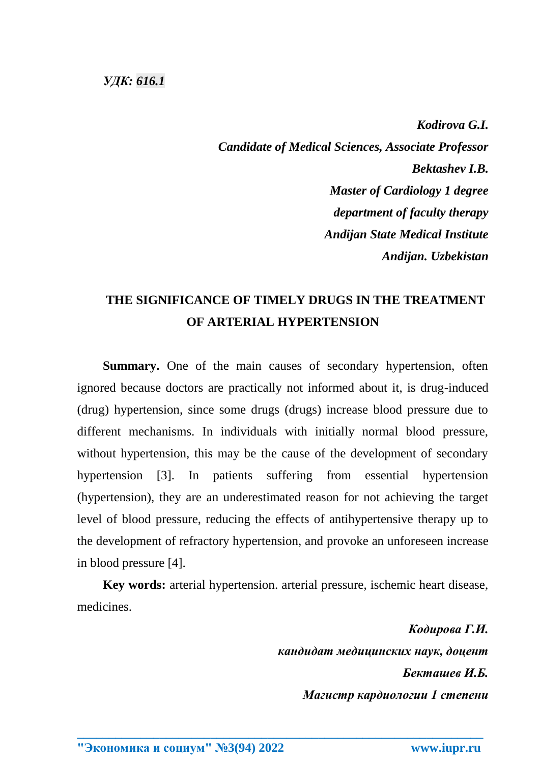*УДК: 616.1*

***Kodirova G.I.***
***Candidate of Medical Sciences, Associate Professor***
***Bektashev I.B.***
***Master of Cardiology 1 degree***
***department of faculty therapy***
***Andijan State Medical Institute***
***Andijan. Uzbekistan***

# THE SIGNIFICANCE OF TIMELY DRUGS IN THE TREATMENT OF ARTERIAL HYPERTENSION

**Summary.** One of the main causes of secondary hypertension, often ignored because doctors are practically not informed about it, is drug-induced (drug) hypertension, since some drugs (drugs) increase blood pressure due to different mechanisms. In individuals with initially normal blood pressure, without hypertension, this may be the cause of the development of secondary hypertension [3]. In patients suffering from essential hypertension (hypertension), they are an underestimated reason for not achieving the target level of blood pressure, reducing the effects of antihypertensive therapy up to the development of refractory hypertension, and provoke an unforeseen increase in blood pressure [4].

**Key words:** arterial hypertension. arterial pressure, ischemic heart disease, medicines.

***Кодирова Г.И.***
***кандидат медицинских наук, доцент***
***Бекташев И.Б.***
***Магистр кардиологии 1 степени***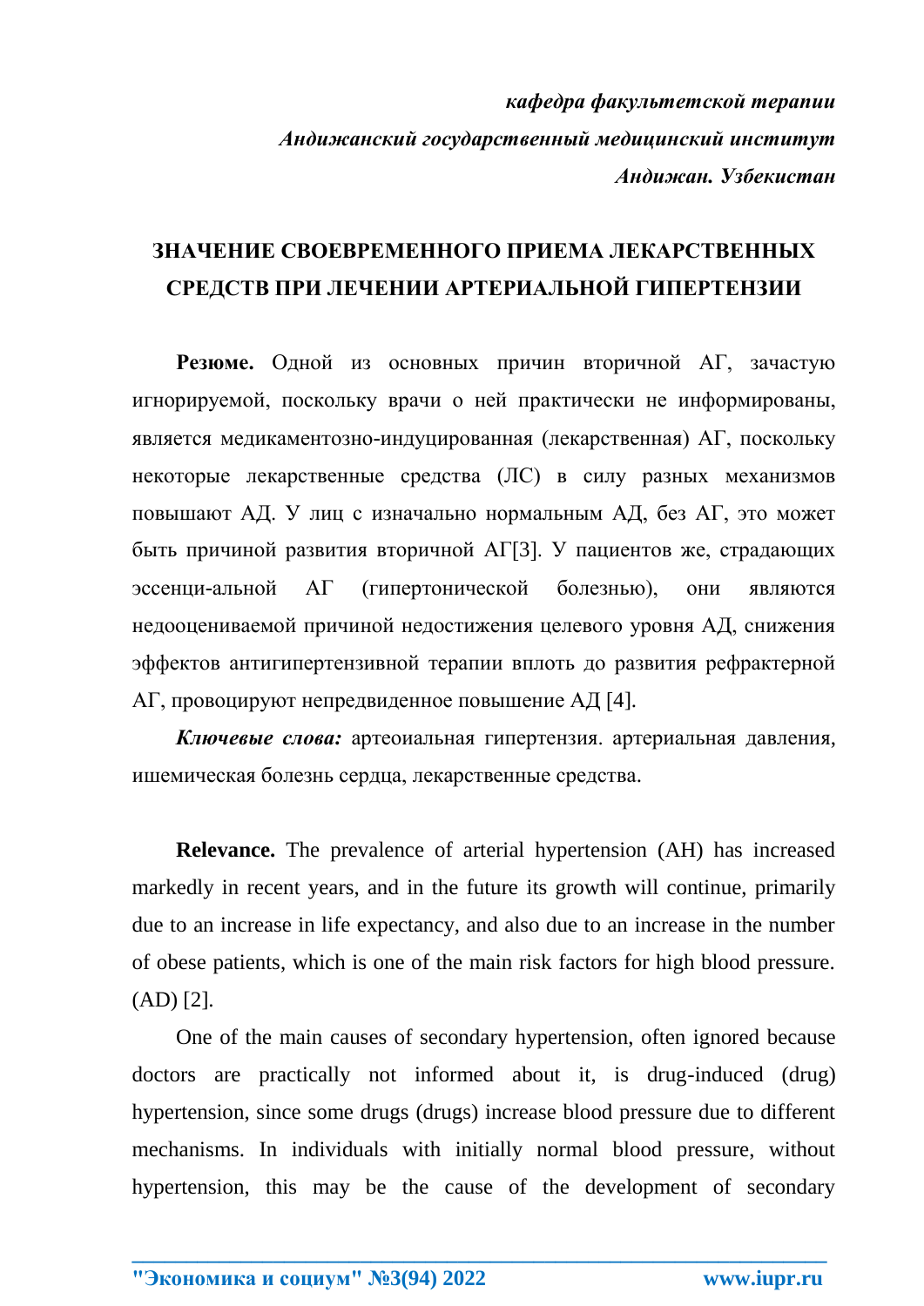*кафедра факультетской терапии*

*Андижанский государственный медицинский институт*

*Андижан. Узбекистан*

# ЗНАЧЕНИЕ СВОЕВРЕМЕННОГО ПРИЕМА ЛЕКАРСТВЕННЫХ СРЕДСТВ ПРИ ЛЕЧЕНИИ АРТЕРИАЛЬНОЙ ГИПЕРТЕНЗИИ

**Резюме.** Одной из основных причин вторичной АГ, зачастую игнорируемой, поскольку врачи о ней практически не информированы, является медикаментозно-индуцированная (лекарственная) АГ, поскольку некоторые лекарственные средства (ЛС) в силу разных механизмов повышают АД. У лиц с изначально нормальным АД, без АГ, это может быть причиной развития вторичной АГ[3]. У пациентов же, страдающих эссенци-альной АГ (гипертонической болезнью), они являются недооцениваемой причиной недостижения целевого уровня АД, снижения эффектов антигипертензивной терапии вплоть до развития рефрактерной АГ, провоцируют непредвиденное повышение АД [4].

***Ключевые слова:*** артеоиальная гипертензия. артериальная давления, ишемическая болезнь сердца, лекарственные средства.

**Relevance.** The prevalence of arterial hypertension (AH) has increased markedly in recent years, and in the future its growth will continue, primarily due to an increase in life expectancy, and also due to an increase in the number of obese patients, which is one of the main risk factors for high blood pressure. (AD) [2].

One of the main causes of secondary hypertension, often ignored because doctors are practically not informed about it, is drug-induced (drug) hypertension, since some drugs (drugs) increase blood pressure due to different mechanisms. In individuals with initially normal blood pressure, without hypertension, this may be the cause of the development of secondary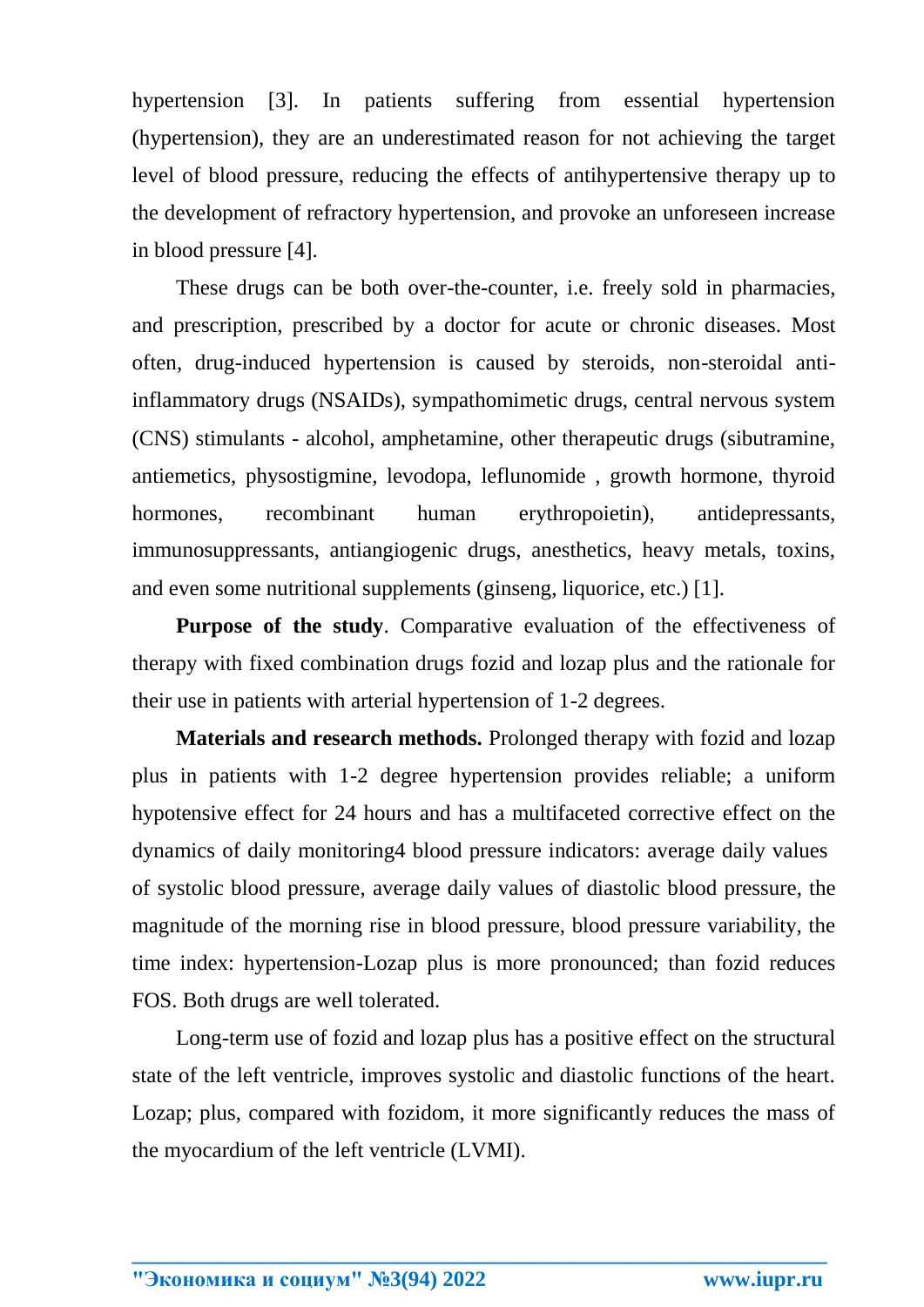hypertension [3]. In patients suffering from essential hypertension (hypertension), they are an underestimated reason for not achieving the target level of blood pressure, reducing the effects of antihypertensive therapy up to the development of refractory hypertension, and provoke an unforeseen increase in blood pressure [4].

These drugs can be both over-the-counter, i.e. freely sold in pharmacies, and prescription, prescribed by a doctor for acute or chronic diseases. Most often, drug-induced hypertension is caused by steroids, non-steroidal anti-inflammatory drugs (NSAIDs), sympathomimetic drugs, central nervous system (CNS) stimulants - alcohol, amphetamine, other therapeutic drugs (sibutramine, antiemetics, physostigmine, levodopa, leflunomide , growth hormone, thyroid hormones, recombinant human erythropoietin), antidepressants, immunosuppressants, antiangiogenic drugs, anesthetics, heavy metals, toxins, and even some nutritional supplements (ginseng, liquorice, etc.) [1].

**Purpose of the study**. Comparative evaluation of the effectiveness of therapy with fixed combination drugs fozid and lozap plus and the rationale for their use in patients with arterial hypertension of 1-2 degrees.

**Materials and research methods.** Prolonged therapy with fozid and lozap plus in patients with 1-2 degree hypertension provides reliable; a uniform hypotensive effect for 24 hours and has a multifaceted corrective effect on the dynamics of daily monitoring4 blood pressure indicators: average daily values of systolic blood pressure, average daily values of diastolic blood pressure, the magnitude of the morning rise in blood pressure, blood pressure variability, the time index: hypertension-Lozap plus is more pronounced; than fozid reduces FOS. Both drugs are well tolerated.

Long-term use of fozid and lozap plus has a positive effect on the structural state of the left ventricle, improves systolic and diastolic functions of the heart. Lozap; plus, compared with fozidom, it more significantly reduces the mass of the myocardium of the left ventricle (LVMI).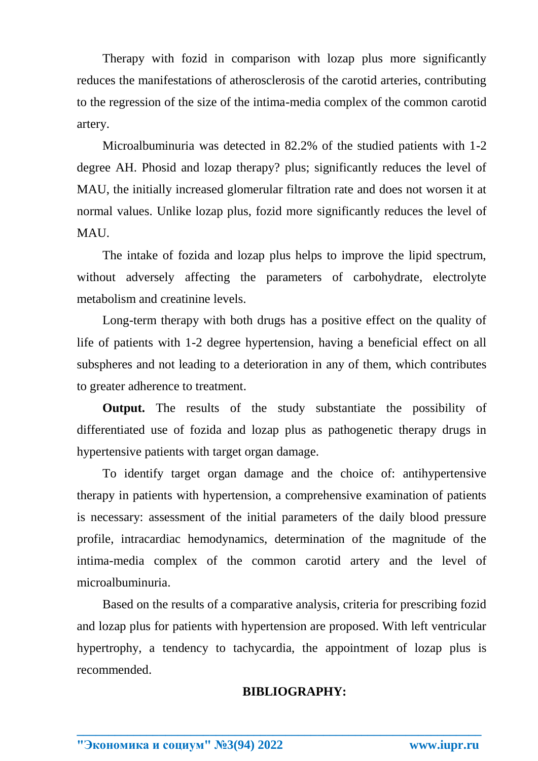Therapy with fozid in comparison with lozap plus more significantly reduces the manifestations of atherosclerosis of the carotid arteries, contributing to the regression of the size of the intima-media complex of the common carotid artery.

Microalbuminuria was detected in 82.2% of the studied patients with 1-2 degree AH. Phosid and lozap therapy? plus; significantly reduces the level of MAU, the initially increased glomerular filtration rate and does not worsen it at normal values. Unlike lozap plus, fozid more significantly reduces the level of MAU.

The intake of fozida and lozap plus helps to improve the lipid spectrum, without adversely affecting the parameters of carbohydrate, electrolyte metabolism and creatinine levels.

Long-term therapy with both drugs has a positive effect on the quality of life of patients with 1-2 degree hypertension, having a beneficial effect on all subspheres and not leading to a deterioration in any of them, which contributes to greater adherence to treatment.

**Output.** The results of the study substantiate the possibility of differentiated use of fozida and lozap plus as pathogenetic therapy drugs in hypertensive patients with target organ damage.

To identify target organ damage and the choice of: antihypertensive therapy in patients with hypertension, a comprehensive examination of patients is necessary: assessment of the initial parameters of the daily blood pressure profile, intracardiac hemodynamics, determination of the magnitude of the intima-media complex of the common carotid artery and the level of microalbuminuria.

Based on the results of a comparative analysis, criteria for prescribing fozid and lozap plus for patients with hypertension are proposed. With left ventricular hypertrophy, a tendency to tachycardia, the appointment of lozap plus is recommended.

## BIBLIOGRAPHY: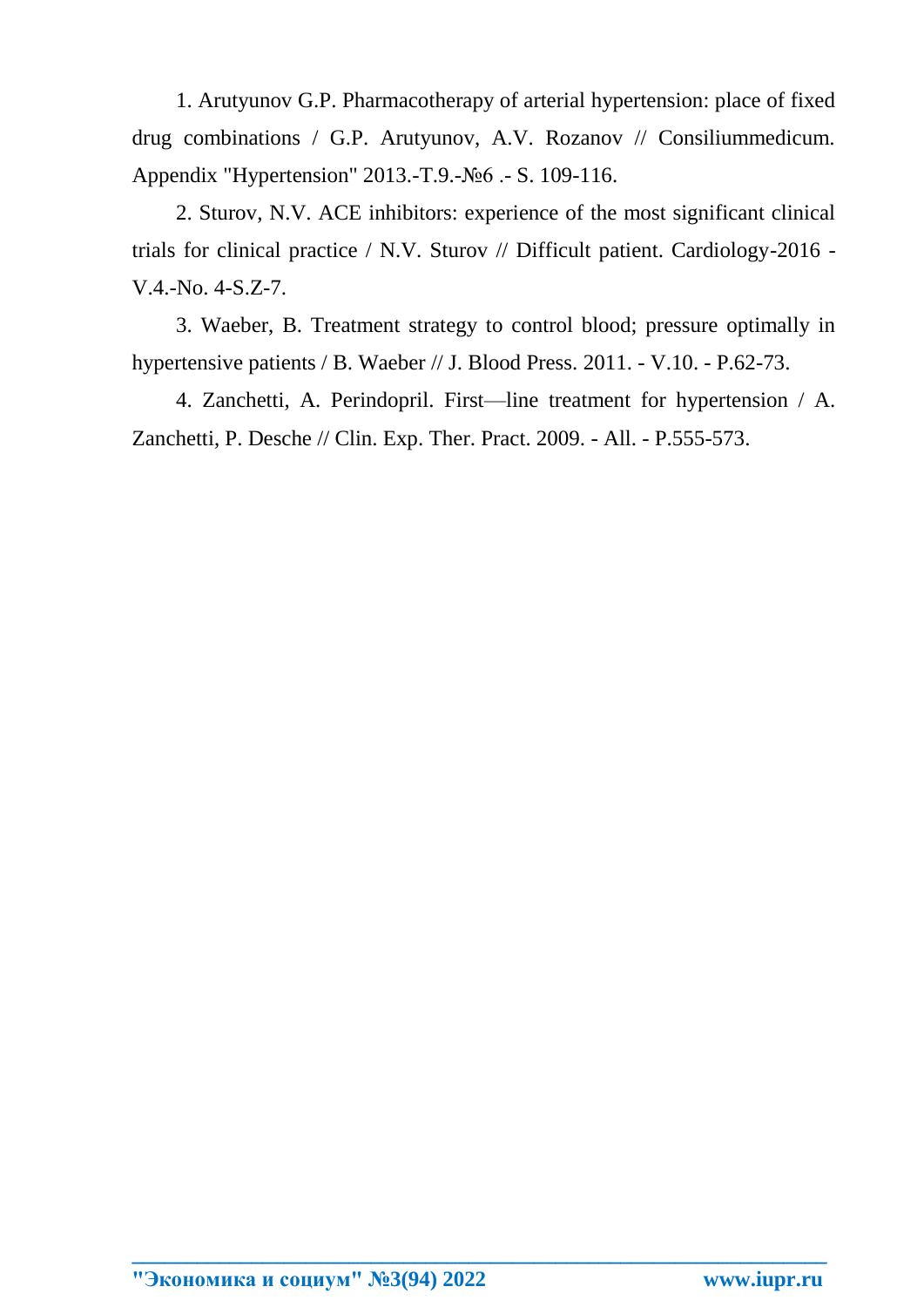1. Arutyunov G.P. Pharmacotherapy of arterial hypertension: place of fixed drug combinations / G.P. Arutyunov, A.V. Rozanov // Consiliummedicum. Appendix "Hypertension" 2013.-T.9.-№6 .- S. 109-116.

2. Sturov, N.V. ACE inhibitors: experience of the most significant clinical trials for clinical practice / N.V. Sturov // Difficult patient. Cardiology-2016 - V.4.-No. 4-S.Z-7.

3. Waeber, B. Treatment strategy to control blood; pressure optimally in hypertensive patients / B. Waeber // J. Blood Press. 2011. - V.10. - P.62-73.

4. Zanchetti, A. Perindopril. First—line treatment for hypertension / A. Zanchetti, P. Desche // Clin. Exp. Ther. Pract. 2009. - All. - P.555-573.